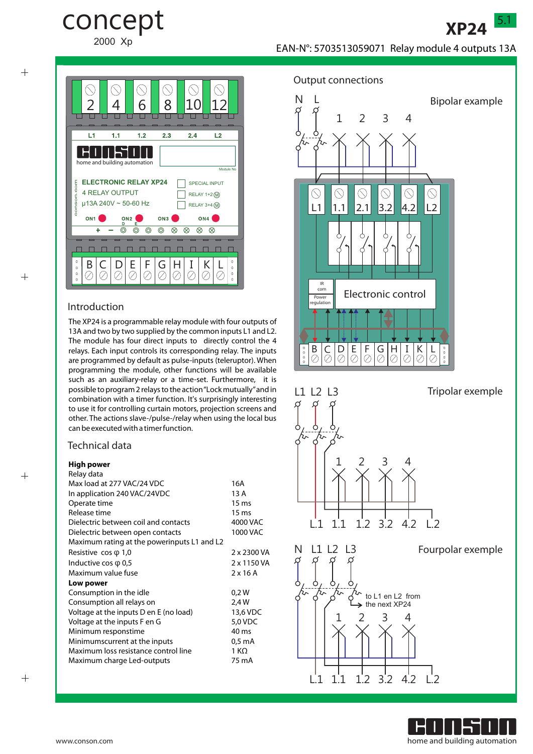# XP24

concept 2000 Xp

EAN-N°: 5703513059071 Relay module 4 outputs 13A

## Introduction

The XP24 is a programmable relay module with four outputs of 13A and two by two supplied by the common inputs L1 and L2. The module has four direct inputs to directly control the 4 relays. Each input controls its corresponding relay. The inputs are programmed by default as pulse-inputs (teleruptor). When programming the module, other functions will be available such as an auxiliary-relay or a time-set. Furthermore, it is possible to program 2 relays to the action "Lock mutually" and in combination with a timer function. It's surprisingly interesting to use it for controlling curtain motors, projection screens and other. The actions slave-/pulse-/relay when using the local bus can be executed with a timer function.

## Technical data

**High power**

Relay data

| | |
|---|---|
| Max load at 277 VAC/24 VDC | 16A |
| In application 240 VAC/24VDC | 13 A |
| Operate time | 15 ms |
| Release time | 15 ms |
| Dielectric between coil and contacts | 4000 VAC |
| Dielectric between open contacts | 1000 VAC |
| Maximum rating at the powerinputs L1 and L2 | |
| Resistive cos φ 1,0 | 2 x 2300 VA |
| Inductive cos φ 0,5 | 2 x 1150 VA |
| Maximum value fuse | 2 x 16 A |

**Low power**

| | |
|---|---|
| Consumption in the idle | 0,2 W |
| Consumption all relays on | 2,4 W |
| Voltage at the inputs D en E (no load) | 13,6 VDC |
| Voltage at the inputs F en G | 5,0 VDC |
| Minimum responstime | 40 ms |
| Minimumscurrent at the inputs | 0,5 mA |
| Maximum loss resistance control line | 1 KΩ |
| Maximum charge Led-outputs | 75 mA |

## Output connections

Bipolar example

Tripolar exemple

Fourpolar exemple

to L1 en L2 from the next XP24

www.conson.com

home and building automation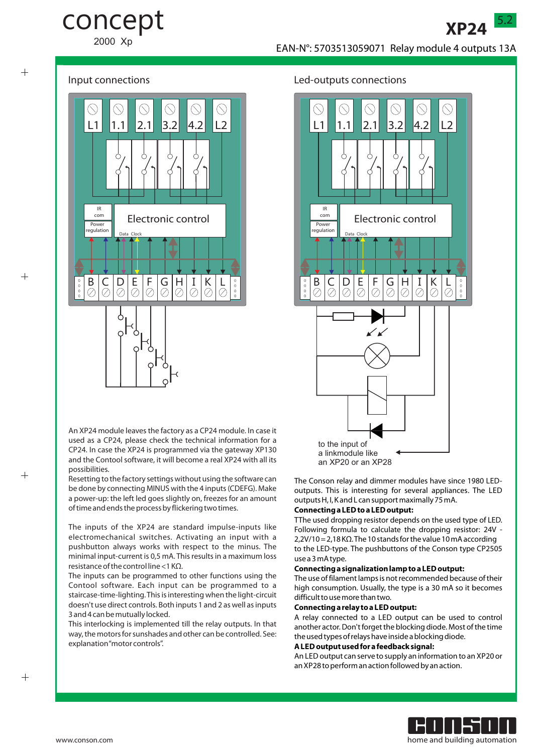# XP24

EAN-N°: 5703513059071 Relay module 4 outputs 13A

## Input connections

An XP24 module leaves the factory as a CP24 module. In case it used as a CP24, please check the technical information for a CP24. In case the XP24 is programmed via the gateway XP130 and the Contool software, it will become a real XP24 with all its possibilities.

Resetting to the factory settings without using the software can be done by connecting MINUS with the 4 inputs (CDEFG). Make a power-up: the left led goes slightly on, freezes for an amount of time and ends the process by flickering two times.

The inputs of the XP24 are standard impulse-inputs like electromechanical switches. Activating an input with a pushbutton always works with respect to the minus. The minimal input-current is 0,5 mA. This results in a maximum loss resistance of the control line <1 KΩ.

The inputs can be programmed to other functions using the Contool software. Each input can be programmed to a staircase-time-lighting. This is interesting when the light-circuit doesn't use direct controls. Both inputs 1 and 2 as well as inputs 3 and 4 can be mutually locked.

This interlocking is implemented till the relay outputs. In that way, the motors for sunshades and other can be controlled. See: explanation "motor controls".

## Led-outputs connections

to the input of a linkmodule like an XP20 or an XP28

The Conson relay and dimmer modules have since 1980 LED-outputs. This is interesting for several appliances. The LED outputs H, I, K and L can support maximally 75 mA.

**Connecting a LED to a LED output:**

TThe used dropping resistor depends on the used type of LED. Following formula to calculate the dropping resistor: 24V - 2,2V/10 = 2,18 KΩ. The 10 stands for the value 10 mA according to the LED-type. The pushbuttons of the Conson type CP2505 use a 3 mA type.

**Connecting a signalization lamp to a LED output:**

The use of filament lamps is not recommended because of their high consumption. Usually, the type is a 30 mA so it becomes difficult to use more than two.

**Connecting a relay to a LED output:**

A relay connected to a LED output can be used to control another actor. Don't forget the blocking diode. Most of the time the used types of relays have inside a blocking diode.

**A LED output used for a feedback signal:**

An LED output can serve to supply an information to an XP20 or an XP28 to perform an action followed by an action.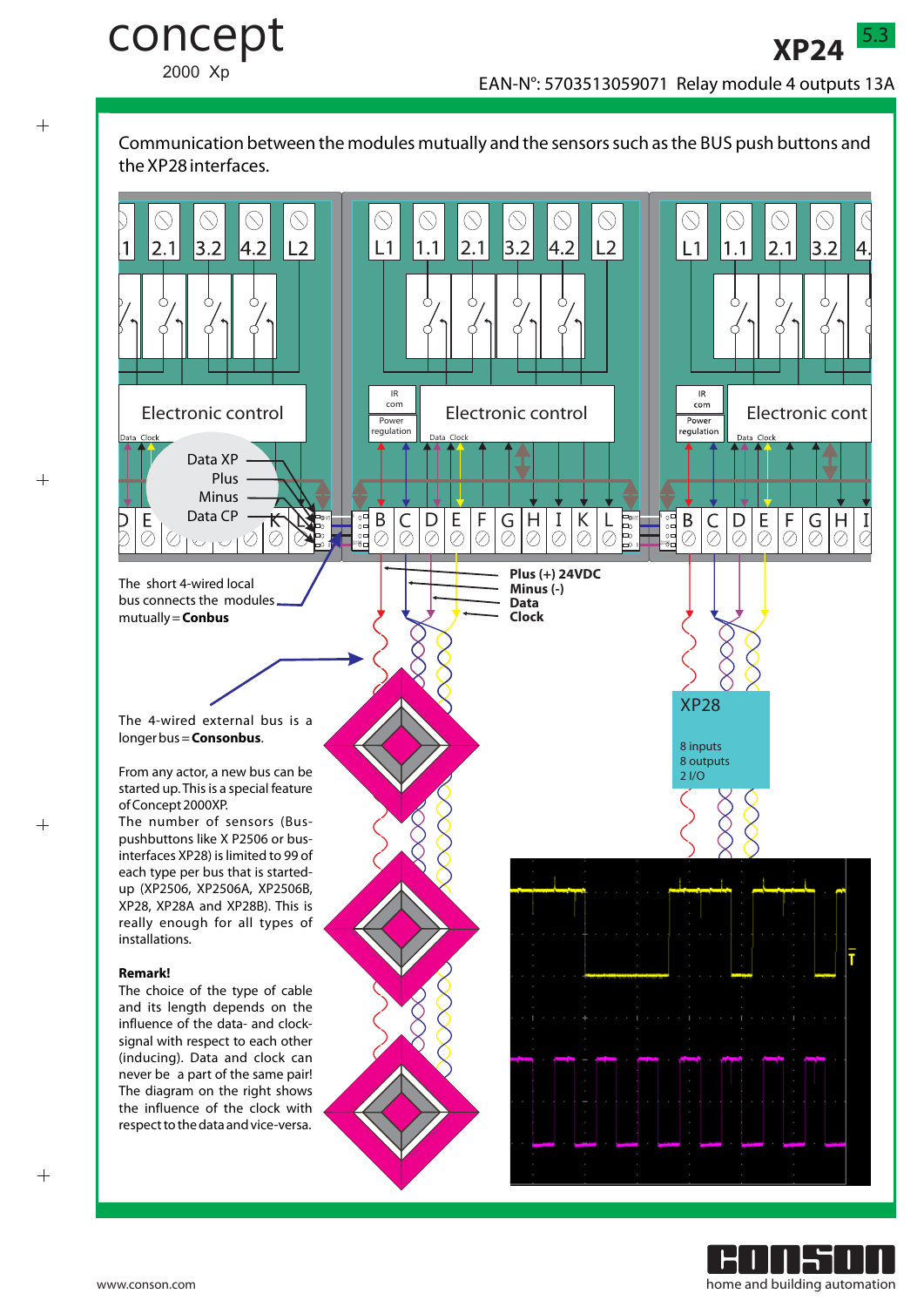Communication between the modules mutually and the sensors such as the BUS push buttons and the XP28 interfaces.

Data XP
Plus
Minus
Data CP

The short 4-wired local bus connects the modules mutually = **Conbus**

Plus (+) 24VDC
Minus (-)
Data
Clock

XP28

8 inputs
8 outputs
2 I/O

The 4-wired external bus is a longer bus = **Consonbus**.

From any actor, a new bus can be started up. This is a special feature of Concept 2000XP.
The number of sensors (Bus-pushbuttons like X P2506 or bus-interfaces XP28) is limited to 99 of each type per bus that is started-up (XP2506, XP2506A, XP2506B, XP28, XP28A and XP28B). This is really enough for all types of installations.

**Remark!**
The choice of the type of cable and its length depends on the influence of the data- and clock-signal with respect to each other (inducing). Data and clock can never be a part of the same pair!
The diagram on the right shows the influence of the clock with respect to the data and vice-versa.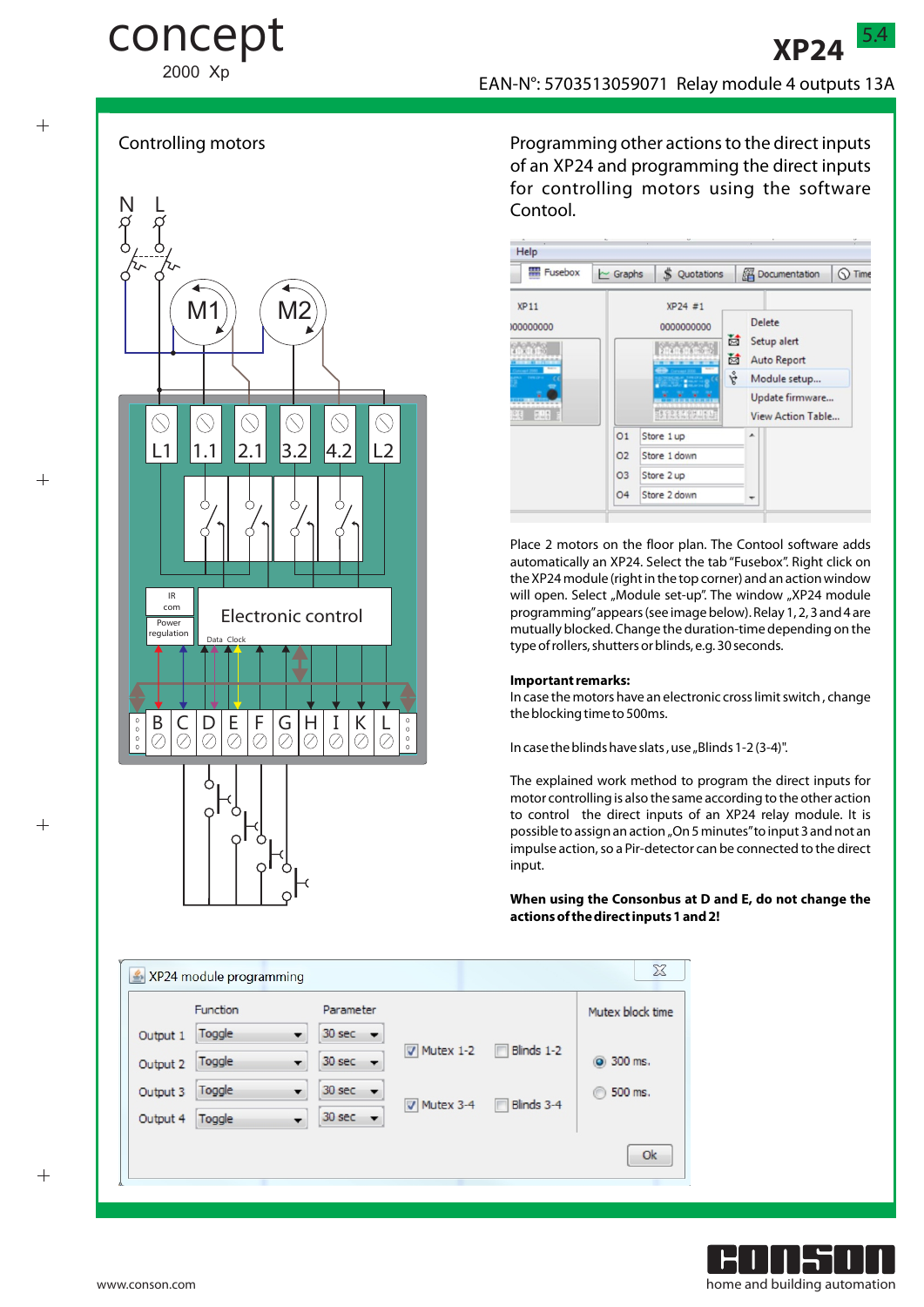concept 2000 Xp

# XP24

5.4

EAN-N°: 5703513059071 Relay module 4 outputs 13A

## Controlling motors

## Programming other actions to the direct inputs of an XP24 and programming the direct inputs for controlling motors using the software Contool.

Place 2 motors on the floor plan. The Contool software adds automatically an XP24. Select the tab "Fusebox". Right click on the XP24 module (right in the top corner) and an action window will open. Select „Module set-up". The window „XP24 module programming" appears (see image below). Relay 1, 2, 3 and 4 are mutually blocked. Change the duration-time depending on the type of rollers, shutters or blinds, e.g. 30 seconds.

**Important remarks:**
In case the motors have an electronic cross limit switch , change the blocking time to 500ms.

In case the blinds have slats , use „Blinds 1-2 (3-4)".

The explained work method to program the direct inputs for motor controlling is also the same according to the other action to control the direct inputs of an XP24 relay module. It is possible to assign an action „On 5 minutes" to input 3 and not an impulse action, so a Pir-detector can be connected to the direct input.

**When using the Consonbus at D and E, do not change the actions of the direct inputs 1 and 2!**

www.conson.com

home and building automation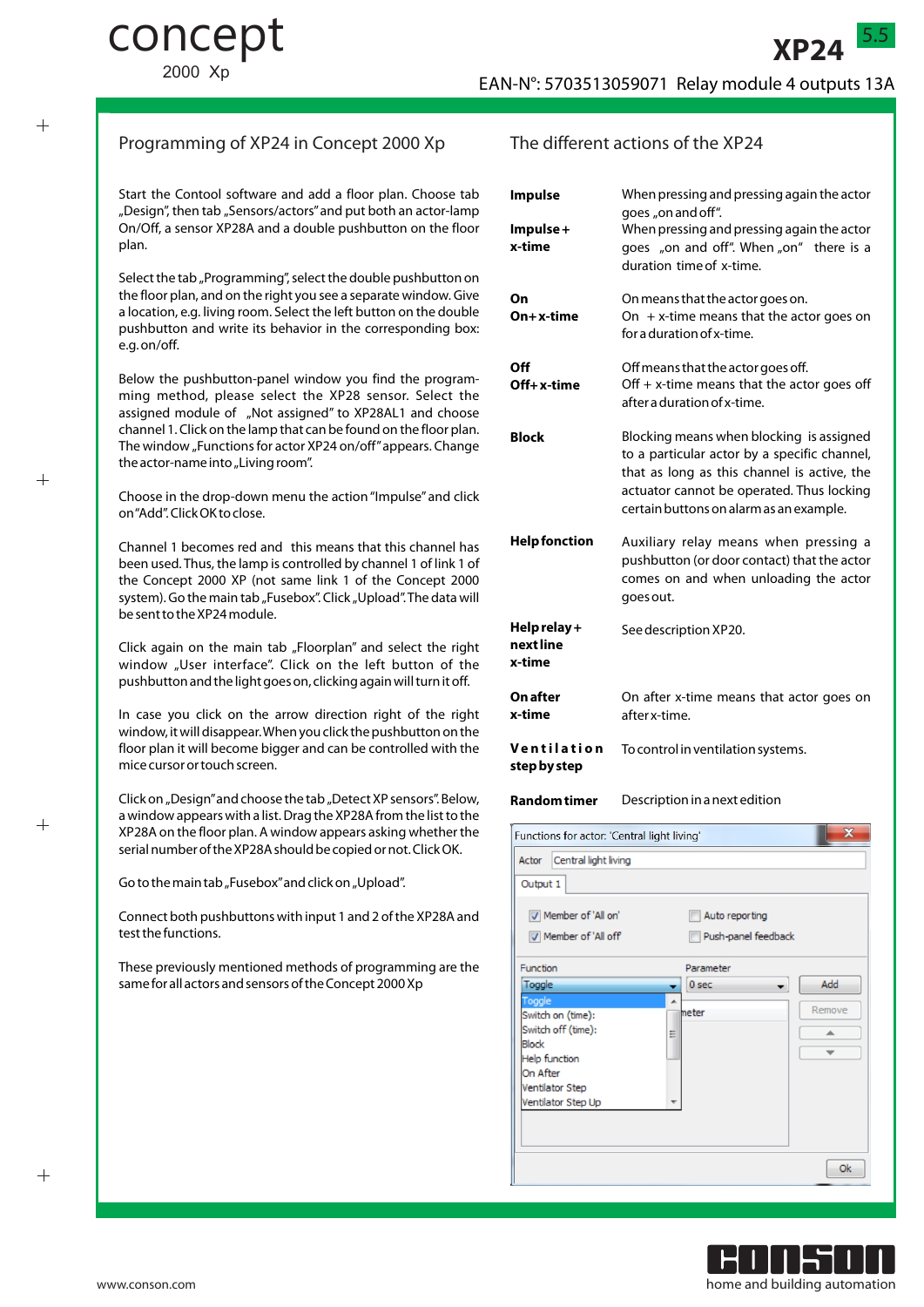# XP24

EAN-N°: 5703513059071 Relay module 4 outputs 13A

## Programming of XP24 in Concept 2000 Xp

Start the Contool software and add a floor plan. Choose tab „Design", then tab „Sensors/actors" and put both an actor-lamp On/Off, a sensor XP28A and a double pushbutton on the floor plan.

Select the tab „Programming", select the double pushbutton on the floor plan, and on the right you see a separate window. Give a location, e.g. living room. Select the left button on the double pushbutton and write its behavior in the corresponding box: e.g. on/off.

Below the pushbutton-panel window you find the programming method, please select the XP28 sensor. Select the assigned module of „Not assigned" to XP28AL1 and choose channel 1. Click on the lamp that can be found on the floor plan. The window „Functions for actor XP24 on/off" appears. Change the actor-name into „Living room".

Choose in the drop-down menu the action "Impulse" and click on "Add". Click OK to close.

Channel 1 becomes red and this means that this channel has been used. Thus, the lamp is controlled by channel 1 of link 1 of the Concept 2000 XP (not same link 1 of the Concept 2000 system). Go the main tab „Fusebox". Click „Upload". The data will be sent to the XP24 module.

Click again on the main tab „Floorplan" and select the right window „User interface". Click on the left button of the pushbutton and the light goes on, clicking again will turn it off.

In case you click on the arrow direction right of the right window, it will disappear. When you click the pushbutton on the floor plan it will become bigger and can be controlled with the mice cursor or touch screen.

Click on „Design" and choose the tab „Detect XP sensors". Below, a window appears with a list. Drag the XP28A from the list to the XP28A on the floor plan. A window appears asking whether the serial number of the XP28A should be copied or not. Click OK.

Go to the main tab „Fusebox" and click on „Upload".

Connect both pushbuttons with input 1 and 2 of the XP28A and test the functions.

These previously mentioned methods of programming are the same for all actors and sensors of the Concept 2000 Xp

## The different actions of the XP24

| | |
|---|---|
| **Impulse** | When pressing and pressing again the actor goes „on and off". |
| **Impulse + x-time** | When pressing and pressing again the actor goes „on and off". When „on" there is a duration time of x-time. |
| **On** | On means that the actor goes on. |
| **On + x-time** | On + x-time means that the actor goes on for a duration of x-time. |
| **Off** | Off means that the actor goes off. |
| **Off + x-time** | Off + x-time means that the actor goes off after a duration of x-time. |
| **Block** | Blocking means when blocking is assigned to a particular actor by a specific channel, that as long as this channel is active, the actuator cannot be operated. Thus locking certain buttons on alarm as an example. |
| **Help fonction** | Auxiliary relay means when pressing a pushbutton (or door contact) that the actor comes on and when unloading the actor goes out. |
| **Help relay + next line x-time** | See description XP20. |
| **On after x-time** | On after x-time means that actor goes on after x-time. |
| **Ventilation step by step** | To control in ventilation systems. |
| **Random timer** | Description in a next edition |

Functions for actor: 'Central light living'

Actor: Central light living

Output 1

Member of 'All on'
Member of 'All off'
Auto reporting
Push-panel feedback

Function: Toggle
Parameter: 0 sec
Add
Remove

Toggle
Switch on (time):
Switch off (time):
Block
Help function
On After
Ventilator Step
Ventilator Step Up

Ok

www.conson.com

CONSON home and building automation